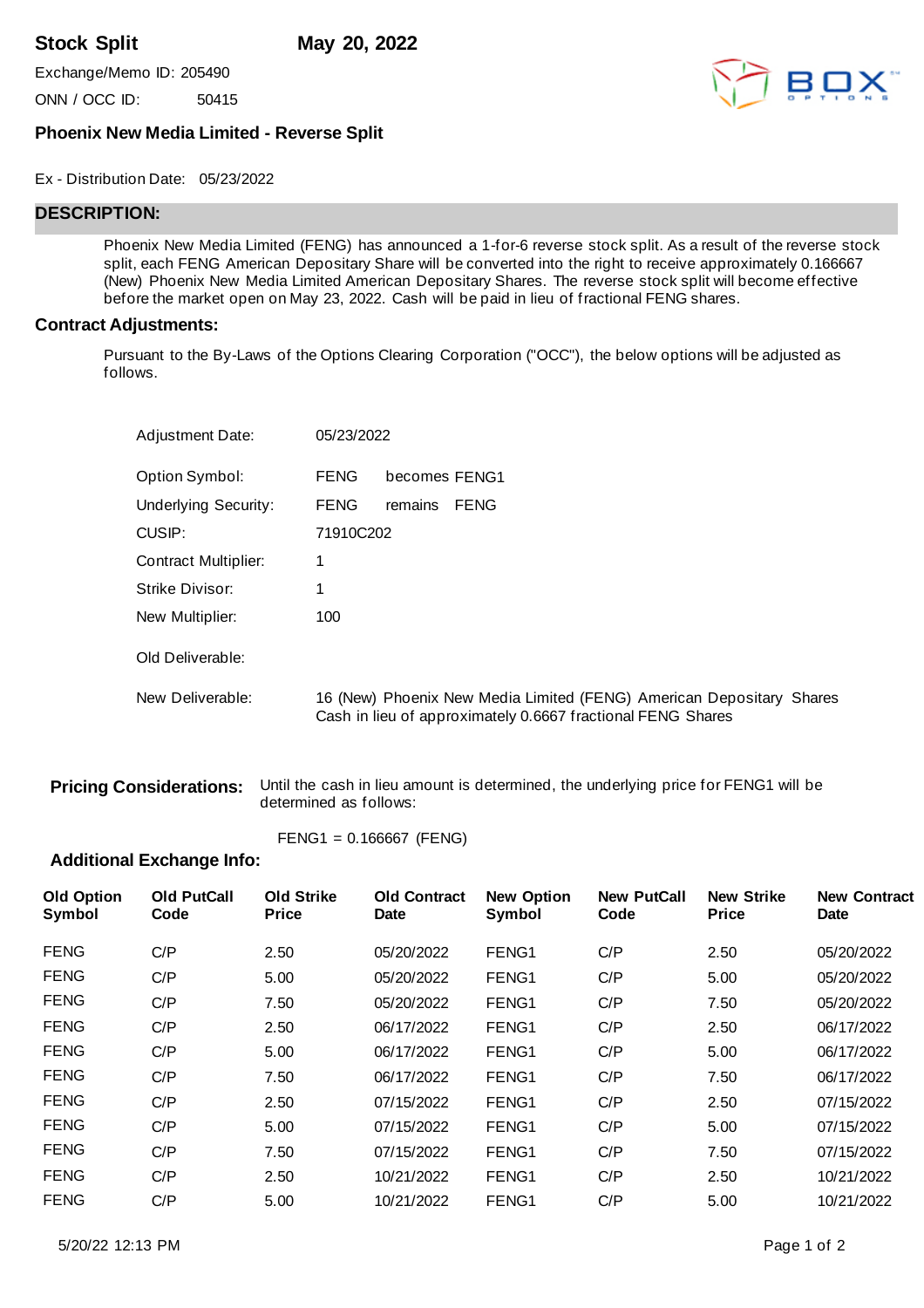**Stock Split** **May 20, 2022**

Exchange/Memo ID: 205490

ONN / OCC ID: 50415

### Phoenix New Media Limited - Reverse Split

Ex - Distribution Date: 05/23/2022

## DESCRIPTION:

Phoenix New Media Limited (FENG) has announced a 1-for-6 reverse stock split. As a result of the reverse stock split, each FENG American Depositary Share will be converted into the right to receive approximately 0.166667 (New) Phoenix New Media Limited American Depositary Shares. The reverse stock split will become effective before the market open on May 23, 2022. Cash will be paid in lieu of fractional FENG shares.

### Contract Adjustments:

Pursuant to the By-Laws of the Options Clearing Corporation ("OCC"), the below options will be adjusted as follows.

| | |
|---|---|
| Adjustment Date: | 05/23/2022 |
| Option Symbol: | FENG becomes FENG1 |
| Underlying Security: | FENG remains FENG |
| CUSIP: | 71910C202 |
| Contract Multiplier: | 1 |
| Strike Divisor: | 1 |
| New Multiplier: | 100 |
| Old Deliverable: | |
| New Deliverable: | 16 (New) Phoenix New Media Limited (FENG) American Depositary Shares<br>Cash in lieu of approximately 0.6667 fractional FENG Shares |

**Pricing Considerations:** Until the cash in lieu amount is determined, the underlying price for FENG1 will be determined as follows:

FENG1 = 0.166667 (FENG)

### Additional Exchange Info:

| Old Option Symbol | Old PutCall Code | Old Strike Price | Old Contract Date | New Option Symbol | New PutCall Code | New Strike Price | New Contract Date |
|---|---|---|---|---|---|---|---|
| FENG | C/P | 2.50 | 05/20/2022 | FENG1 | C/P | 2.50 | 05/20/2022 |
| FENG | C/P | 5.00 | 05/20/2022 | FENG1 | C/P | 5.00 | 05/20/2022 |
| FENG | C/P | 7.50 | 05/20/2022 | FENG1 | C/P | 7.50 | 05/20/2022 |
| FENG | C/P | 2.50 | 06/17/2022 | FENG1 | C/P | 2.50 | 06/17/2022 |
| FENG | C/P | 5.00 | 06/17/2022 | FENG1 | C/P | 5.00 | 06/17/2022 |
| FENG | C/P | 7.50 | 06/17/2022 | FENG1 | C/P | 7.50 | 06/17/2022 |
| FENG | C/P | 2.50 | 07/15/2022 | FENG1 | C/P | 2.50 | 07/15/2022 |
| FENG | C/P | 5.00 | 07/15/2022 | FENG1 | C/P | 5.00 | 07/15/2022 |
| FENG | C/P | 7.50 | 07/15/2022 | FENG1 | C/P | 7.50 | 07/15/2022 |
| FENG | C/P | 2.50 | 10/21/2022 | FENG1 | C/P | 2.50 | 10/21/2022 |
| FENG | C/P | 5.00 | 10/21/2022 | FENG1 | C/P | 5.00 | 10/21/2022 |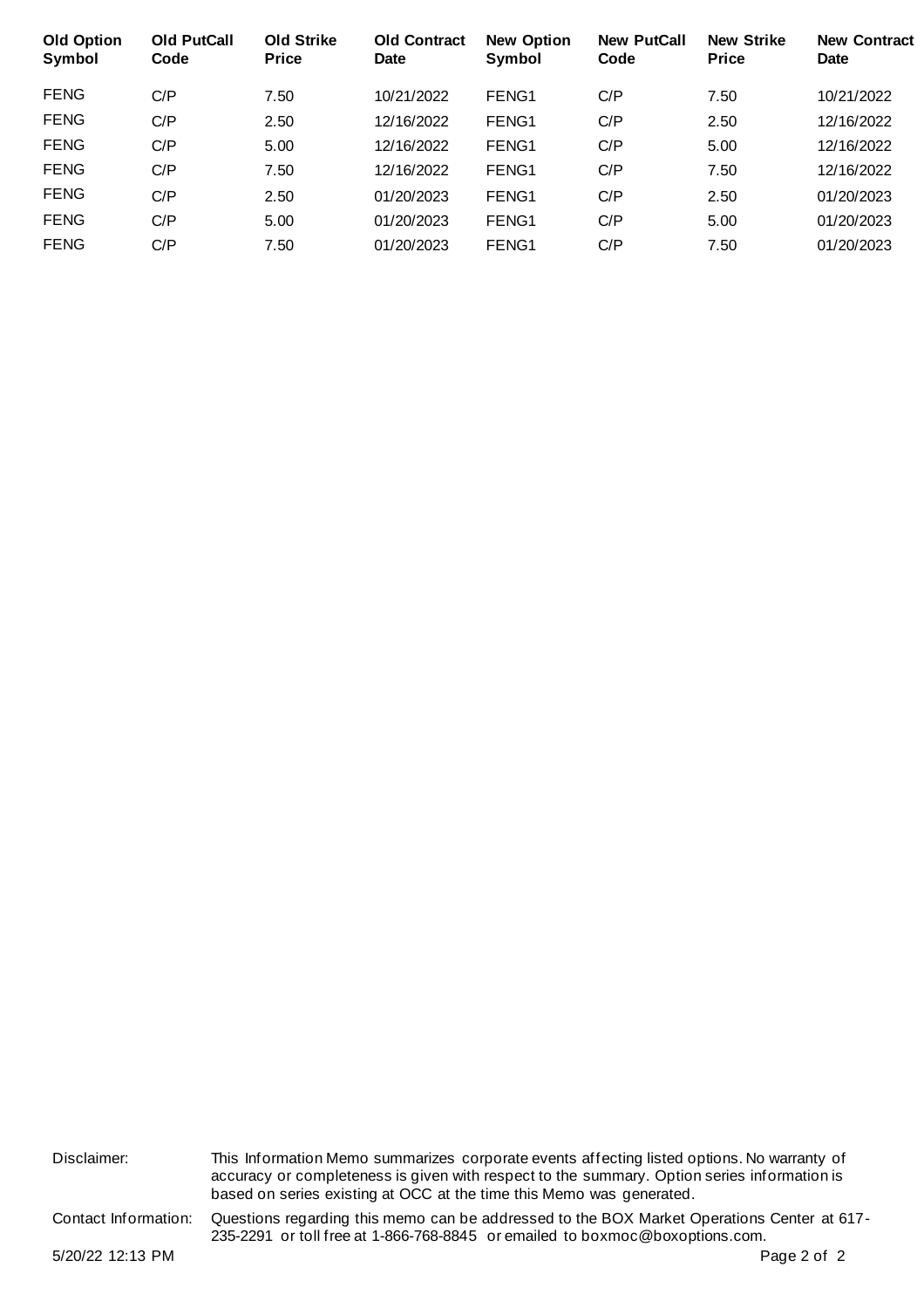| Old Option Symbol | Old PutCall Code | Old Strike Price | Old Contract Date | New Option Symbol | New PutCall Code | New Strike Price | New Contract Date |
|---|---|---|---|---|---|---|---|
| FENG | C/P | 7.50 | 10/21/2022 | FENG1 | C/P | 7.50 | 10/21/2022 |
| FENG | C/P | 2.50 | 12/16/2022 | FENG1 | C/P | 2.50 | 12/16/2022 |
| FENG | C/P | 5.00 | 12/16/2022 | FENG1 | C/P | 5.00 | 12/16/2022 |
| FENG | C/P | 7.50 | 12/16/2022 | FENG1 | C/P | 7.50 | 12/16/2022 |
| FENG | C/P | 2.50 | 01/20/2023 | FENG1 | C/P | 2.50 | 01/20/2023 |
| FENG | C/P | 5.00 | 01/20/2023 | FENG1 | C/P | 5.00 | 01/20/2023 |
| FENG | C/P | 7.50 | 01/20/2023 | FENG1 | C/P | 7.50 | 01/20/2023 |

Disclaimer: This Information Memo summarizes corporate events affecting listed options. No warranty of accuracy or completeness is given with respect to the summary. Option series information is based on series existing at OCC at the time this Memo was generated.

Contact Information: Questions regarding this memo can be addressed to the BOX Market Operations Center at 617-235-2291 or toll free at 1-866-768-8845 or emailed to boxmoc@boxoptions.com.

5/20/22 12:13 PM